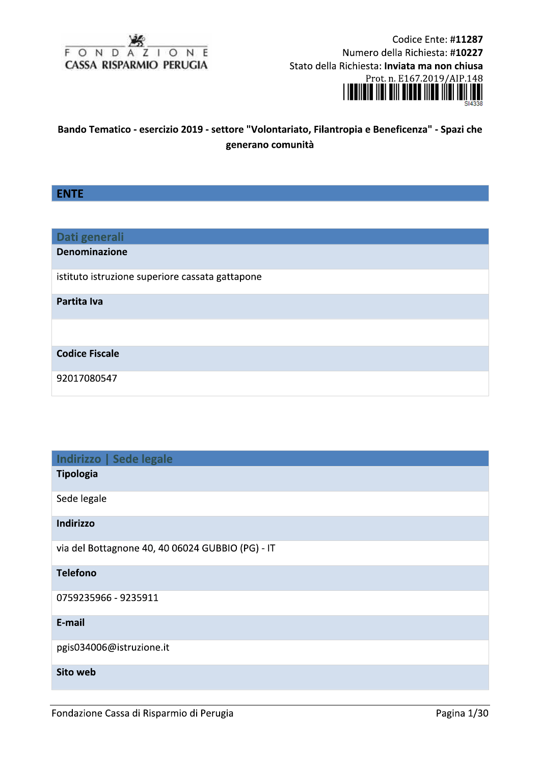FONDAZIONE CASSA RISPARMIO PERUGIA

Codice Ente: **#11287**
Numero della Richiesta: **#10227**
Stato della Richiesta: **Inviata ma non chiusa**
Prot. n. E167.2019/AIP.148
SI4338

**Bando Tematico - esercizio 2019 - settore "Volontariato, Filantropia e Beneficenza" - Spazi che generano comunità**

# ENTE

## Dati generali

**Denominazione**

istituto istruzione superiore cassata gattapone

**Partita Iva**

**Codice Fiscale**

92017080547

## Indirizzo | Sede legale

**Tipologia**

Sede legale

**Indirizzo**

via del Bottagnone 40, 40 06024 GUBBIO (PG) - IT

**Telefono**

0759235966 - 9235911

**E-mail**

pgis034006@istruzione.it

**Sito web**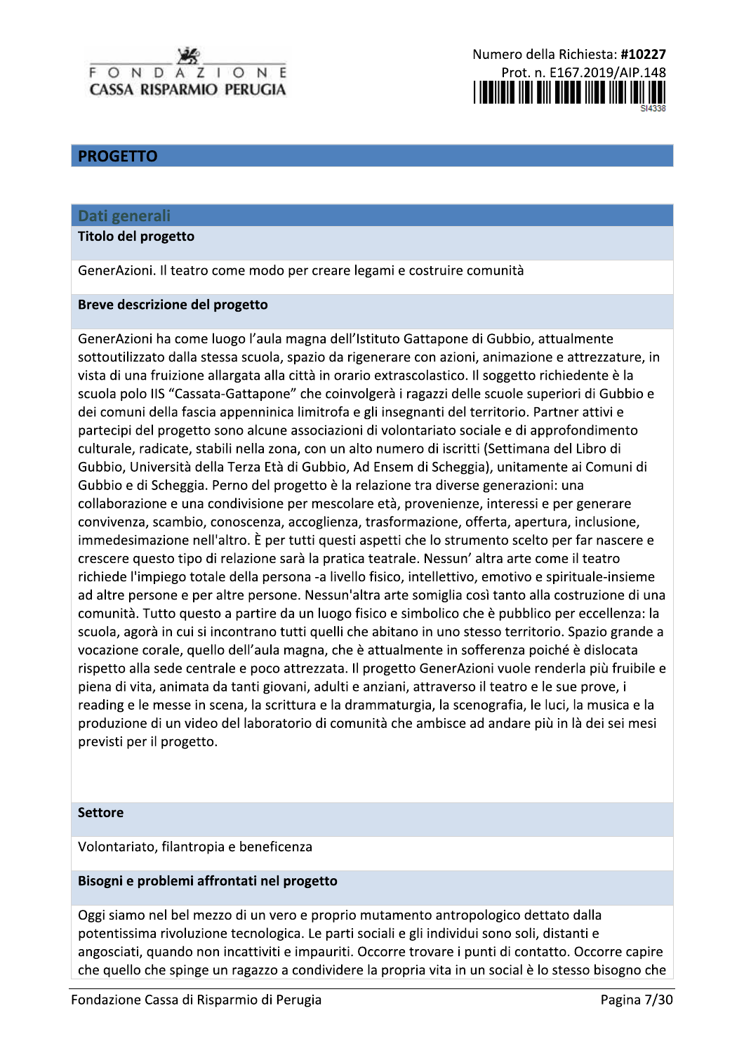Numero della Richiesta: **#10227**
Prot. n. E167.2019/AIP.148

## PROGETTO

### Dati generali

**Titolo del progetto**

GenerAzioni. Il teatro come modo per creare legami e costruire comunità

**Breve descrizione del progetto**

GenerAzioni ha come luogo l'aula magna dell'Istituto Gattapone di Gubbio, attualmente sottoutilizzato dalla stessa scuola, spazio da rigenerare con azioni, animazione e attrezzature, in vista di una fruizione allargata alla città in orario extrascolastico. Il soggetto richiedente è la scuola polo IIS "Cassata-Gattapone" che coinvolgerà i ragazzi delle scuole superiori di Gubbio e dei comuni della fascia appenninica limitrofa e gli insegnanti del territorio. Partner attivi e partecipi del progetto sono alcune associazioni di volontariato sociale e di approfondimento culturale, radicate, stabili nella zona, con un alto numero di iscritti (Settimana del Libro di Gubbio, Università della Terza Età di Gubbio, Ad Ensem di Scheggia), unitamente ai Comuni di Gubbio e di Scheggia. Perno del progetto è la relazione tra diverse generazioni: una collaborazione e una condivisione per mescolare età, provenienze, interessi e per generare convivenza, scambio, conoscenza, accoglienza, trasformazione, offerta, apertura, inclusione, immedesimazione nell'altro. È per tutti questi aspetti che lo strumento scelto per far nascere e crescere questo tipo di relazione sarà la pratica teatrale. Nessun' altra arte come il teatro richiede l'impiego totale della persona -a livello fisico, intellettivo, emotivo e spirituale-insieme ad altre persone e per altre persone. Nessun'altra arte somiglia così tanto alla costruzione di una comunità. Tutto questo a partire da un luogo fisico e simbolico che è pubblico per eccellenza: la scuola, agorà in cui si incontrano tutti quelli che abitano in uno stesso territorio. Spazio grande a vocazione corale, quello dell'aula magna, che è attualmente in sofferenza poiché è dislocata rispetto alla sede centrale e poco attrezzata. Il progetto GenerAzioni vuole renderla più fruibile e piena di vita, animata da tanti giovani, adulti e anziani, attraverso il teatro e le sue prove, i reading e le messe in scena, la scrittura e la drammaturgia, la scenografia, le luci, la musica e la produzione di un video del laboratorio di comunità che ambisce ad andare più in là dei sei mesi previsti per il progetto.

**Settore**

Volontariato, filantropia e beneficenza

**Bisogni e problemi affrontati nel progetto**

Oggi siamo nel bel mezzo di un vero e proprio mutamento antropologico dettato dalla potentissima rivoluzione tecnologica. Le parti sociali e gli individui sono soli, distanti e angosciati, quando non incattiviti e impauriti. Occorre trovare i punti di contatto. Occorre capire che quello che spinge un ragazzo a condividere la propria vita in un social è lo stesso bisogno che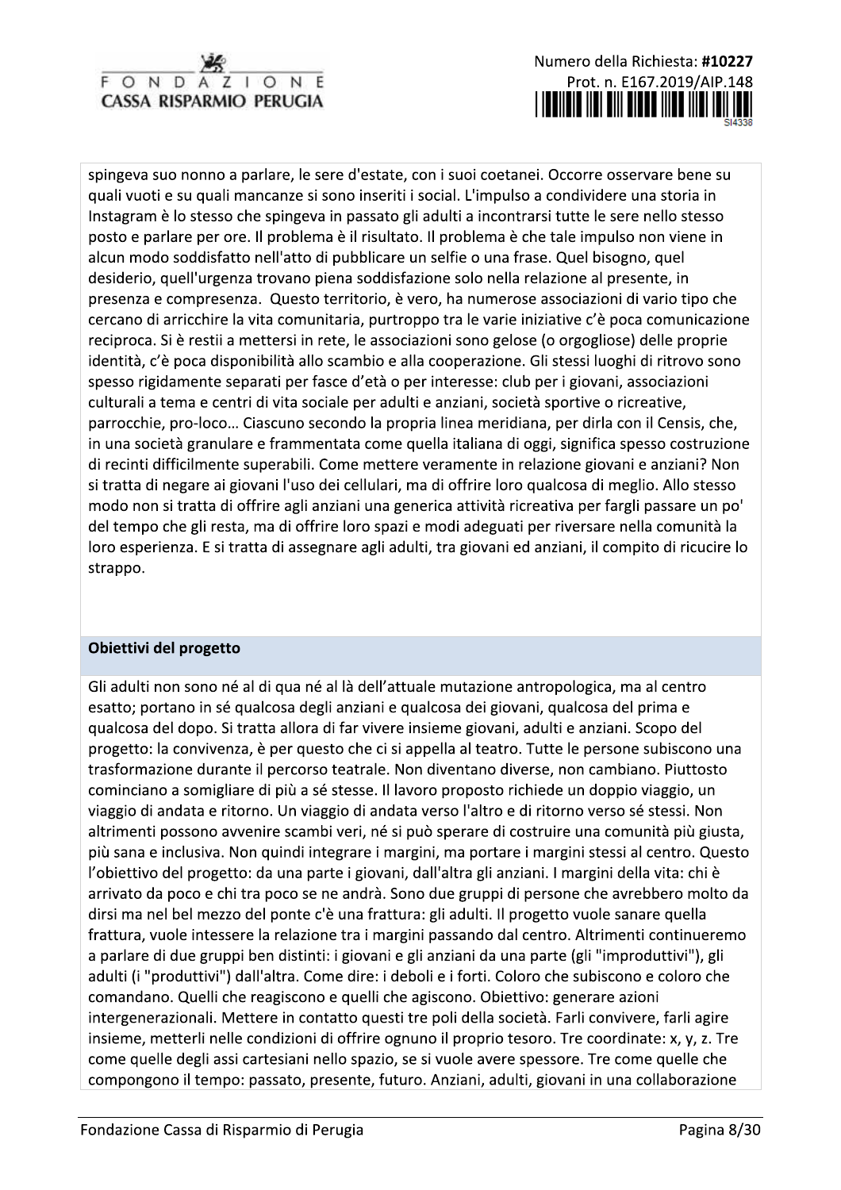spingeva suo nonno a parlare, le sere d'estate, con i suoi coetanei. Occorre osservare bene su quali vuoti e su quali mancanze si sono inseriti i social. L'impulso a condividere una storia in Instagram è lo stesso che spingeva in passato gli adulti a incontrarsi tutte le sere nello stesso posto e parlare per ore. Il problema è il risultato. Il problema è che tale impulso non viene in alcun modo soddisfatto nell'atto di pubblicare un selfie o una frase. Quel bisogno, quel desiderio, quell'urgenza trovano piena soddisfazione solo nella relazione al presente, in presenza e compresenza.  Questo territorio, è vero, ha numerose associazioni di vario tipo che cercano di arricchire la vita comunitaria, purtroppo tra le varie iniziative c'è poca comunicazione reciproca. Si è restii a mettersi in rete, le associazioni sono gelose (o orgogliose) delle proprie identità, c'è poca disponibilità allo scambio e alla cooperazione. Gli stessi luoghi di ritrovo sono spesso rigidamente separati per fasce d'età o per interesse: club per i giovani, associazioni culturali a tema e centri di vita sociale per adulti e anziani, società sportive o ricreative, parrocchie, pro-loco… Ciascuno secondo la propria linea meridiana, per dirla con il Censis, che, in una società granulare e frammentata come quella italiana di oggi, significa spesso costruzione di recinti difficilmente superabili. Come mettere veramente in relazione giovani e anziani? Non si tratta di negare ai giovani l'uso dei cellulari, ma di offrire loro qualcosa di meglio. Allo stesso modo non si tratta di offrire agli anziani una generica attività ricreativa per fargli passare un po' del tempo che gli resta, ma di offrire loro spazi e modi adeguati per riversare nella comunità la loro esperienza. E si tratta di assegnare agli adulti, tra giovani ed anziani, il compito di ricucire lo strappo.

## Obiettivi del progetto

Gli adulti non sono né al di qua né al là dell'attuale mutazione antropologica, ma al centro esatto; portano in sé qualcosa degli anziani e qualcosa dei giovani, qualcosa del prima e qualcosa del dopo. Si tratta allora di far vivere insieme giovani, adulti e anziani. Scopo del progetto: la convivenza, è per questo che ci si appella al teatro. Tutte le persone subiscono una trasformazione durante il percorso teatrale. Non diventano diverse, non cambiano. Piuttosto cominciano a somigliare di più a sé stesse. Il lavoro proposto richiede un doppio viaggio, un viaggio di andata e ritorno. Un viaggio di andata verso l'altro e di ritorno verso sé stessi. Non altrimenti possono avvenire scambi veri, né si può sperare di costruire una comunità più giusta, più sana e inclusiva. Non quindi integrare i margini, ma portare i margini stessi al centro. Questo l'obiettivo del progetto: da una parte i giovani, dall'altra gli anziani. I margini della vita: chi è arrivato da poco e chi tra poco se ne andrà. Sono due gruppi di persone che avrebbero molto da dirsi ma nel bel mezzo del ponte c'è una frattura: gli adulti. Il progetto vuole sanare quella frattura, vuole intessere la relazione tra i margini passando dal centro. Altrimenti continueremo a parlare di due gruppi ben distinti: i giovani e gli anziani da una parte (gli "improduttivi"), gli adulti (i "produttivi") dall'altra. Come dire: i deboli e i forti. Coloro che subiscono e coloro che comandano. Quelli che reagiscono e quelli che agiscono. Obiettivo: generare azioni intergenerazionali. Mettere in contatto questi tre poli della società. Farli convivere, farli agire insieme, metterli nelle condizioni di offrire ognuno il proprio tesoro. Tre coordinate: x, y, z. Tre come quelle degli assi cartesiani nello spazio, se si vuole avere spessore. Tre come quelle che compongono il tempo: passato, presente, futuro. Anziani, adulti, giovani in una collaborazione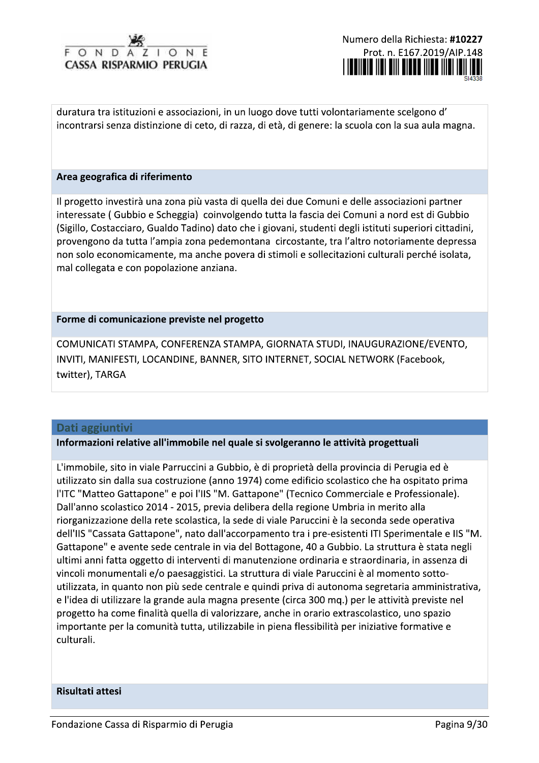duratura tra istituzioni e associazioni, in un luogo dove tutti volontariamente scelgono d' incontrarsi senza distinzione di ceto, di razza, di età, di genere: la scuola con la sua aula magna.

**Area geografica di riferimento**

Il progetto investirà una zona più vasta di quella dei due Comuni e delle associazioni partner interessate ( Gubbio e Scheggia) coinvolgendo tutta la fascia dei Comuni a nord est di Gubbio (Sigillo, Costacciaro, Gualdo Tadino) dato che i giovani, studenti degli istituti superiori cittadini, provengono da tutta l'ampia zona pedemontana circostante, tra l'altro notoriamente depressa non solo economicamente, ma anche povera di stimoli e sollecitazioni culturali perché isolata, mal collegata e con popolazione anziana.

**Forme di comunicazione previste nel progetto**

COMUNICATI STAMPA, CONFERENZA STAMPA, GIORNATA STUDI, INAUGURAZIONE/EVENTO, INVITI, MANIFESTI, LOCANDINE, BANNER, SITO INTERNET, SOCIAL NETWORK (Facebook, twitter), TARGA

## Dati aggiuntivi

**Informazioni relative all'immobile nel quale si svolgeranno le attività progettuali**

L'immobile, sito in viale Parruccini a Gubbio, è di proprietà della provincia di Perugia ed è utilizzato sin dalla sua costruzione (anno 1974) come edificio scolastico che ha ospitato prima l'ITC "Matteo Gattapone" e poi l'IIS "M. Gattapone" (Tecnico Commerciale e Professionale). Dall'anno scolastico 2014 - 2015, previa delibera della regione Umbria in merito alla riorganizzazione della rete scolastica, la sede di viale Paruccini è la seconda sede operativa dell'IIS "Cassata Gattapone", nato dall'accorpamento tra i pre-esistenti ITI Sperimentale e IIS "M. Gattapone" e avente sede centrale in via del Bottagone, 40 a Gubbio. La struttura è stata negli ultimi anni fatta oggetto di interventi di manutenzione ordinaria e straordinaria, in assenza di vincoli monumentali e/o paesaggistici. La struttura di viale Paruccini è al momento sotto-utilizzata, in quanto non più sede centrale e quindi priva di autonoma segretaria amministrativa, e l'idea di utilizzare la grande aula magna presente (circa 300 mq.) per le attività previste nel progetto ha come finalità quella di valorizzare, anche in orario extrascolastico, uno spazio importante per la comunità tutta, utilizzabile in piena flessibilità per iniziative formative e culturali.

**Risultati attesi**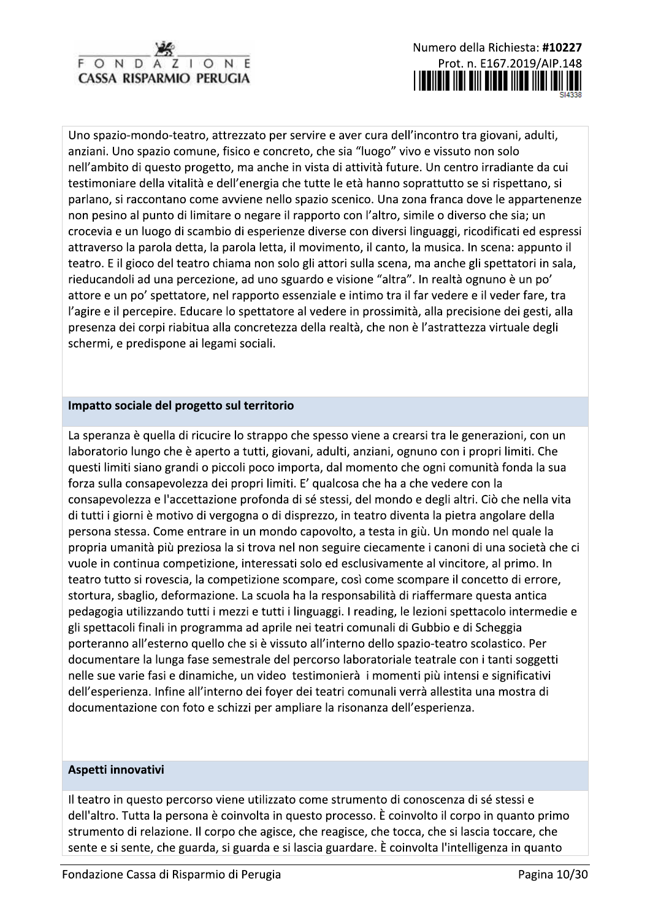Uno spazio-mondo-teatro, attrezzato per servire e aver cura dell'incontro tra giovani, adulti, anziani. Uno spazio comune, fisico e concreto, che sia "luogo" vivo e vissuto non solo nell'ambito di questo progetto, ma anche in vista di attività future. Un centro irradiante da cui testimoniare della vitalità e dell'energia che tutte le età hanno soprattutto se si rispettano, si parlano, si raccontano come avviene nello spazio scenico. Una zona franca dove le appartenenze non pesino al punto di limitare o negare il rapporto con l'altro, simile o diverso che sia; un crocevia e un luogo di scambio di esperienze diverse con diversi linguaggi, ricodificati ed espressi attraverso la parola detta, la parola letta, il movimento, il canto, la musica. In scena: appunto il teatro. E il gioco del teatro chiama non solo gli attori sulla scena, ma anche gli spettatori in sala, rieducandoli ad una percezione, ad uno sguardo e visione "altra". In realtà ognuno è un po' attore e un po' spettatore, nel rapporto essenziale e intimo tra il far vedere e il veder fare, tra l'agire e il percepire. Educare lo spettatore al vedere in prossimità, alla precisione dei gesti, alla presenza dei corpi riabitua alla concretezza della realtà, che non è l'astrattezza virtuale degli schermi, e predispone ai legami sociali.

## Impatto sociale del progetto sul territorio

La speranza è quella di ricucire lo strappo che spesso viene a crearsi tra le generazioni, con un laboratorio lungo che è aperto a tutti, giovani, adulti, anziani, ognuno con i propri limiti. Che questi limiti siano grandi o piccoli poco importa, dal momento che ogni comunità fonda la sua forza sulla consapevolezza dei propri limiti. E' qualcosa che ha a che vedere con la consapevolezza e l'accettazione profonda di sé stessi, del mondo e degli altri. Ciò che nella vita di tutti i giorni è motivo di vergogna o di disprezzo, in teatro diventa la pietra angolare della persona stessa. Come entrare in un mondo capovolto, a testa in giù. Un mondo nel quale la propria umanità più preziosa la si trova nel non seguire ciecamente i canoni di una società che ci vuole in continua competizione, interessati solo ed esclusivamente al vincitore, al primo. In teatro tutto si rovescia, la competizione scompare, così come scompare il concetto di errore, stortura, sbaglio, deformazione. La scuola ha la responsabilità di riaffermare questa antica pedagogia utilizzando tutti i mezzi e tutti i linguaggi. I reading, le lezioni spettacolo intermedie e gli spettacoli finali in programma ad aprile nei teatri comunali di Gubbio e di Scheggia porteranno all'esterno quello che si è vissuto all'interno dello spazio-teatro scolastico. Per documentare la lunga fase semestrale del percorso laboratoriale teatrale con i tanti soggetti nelle sue varie fasi e dinamiche, un video testimonierà i momenti più intensi e significativi dell'esperienza. Infine all'interno dei foyer dei teatri comunali verrà allestita una mostra di documentazione con foto e schizzi per ampliare la risonanza dell'esperienza.

## Aspetti innovativi

Il teatro in questo percorso viene utilizzato come strumento di conoscenza di sé stessi e dell'altro. Tutta la persona è coinvolta in questo processo. È coinvolto il corpo in quanto primo strumento di relazione. Il corpo che agisce, che reagisce, che tocca, che si lascia toccare, che sente e si sente, che guarda, si guarda e si lascia guardare. È coinvolta l'intelligenza in quanto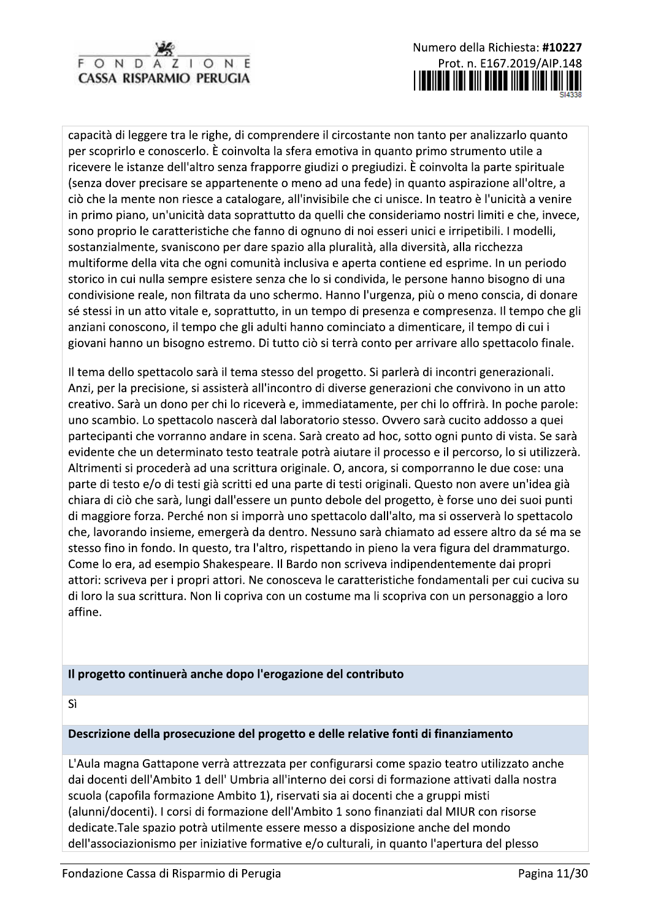capacità di leggere tra le righe, di comprendere il circostante non tanto per analizzarlo quanto per scoprirlo e conoscerlo. È coinvolta la sfera emotiva in quanto primo strumento utile a ricevere le istanze dell'altro senza frapporre giudizi o pregiudizi. È coinvolta la parte spirituale (senza dover precisare se appartenente o meno ad una fede) in quanto aspirazione all'oltre, a ciò che la mente non riesce a catalogare, all'invisibile che ci unisce. In teatro è l'unicità a venire in primo piano, un'unicità data soprattutto da quelli che consideriamo nostri limiti e che, invece, sono proprio le caratteristiche che fanno di ognuno di noi esseri unici e irripetibili. I modelli, sostanzialmente, svaniscono per dare spazio alla pluralità, alla diversità, alla ricchezza multiforme della vita che ogni comunità inclusiva e aperta contiene ed esprime. In un periodo storico in cui nulla sempre esistere senza che lo si condivida, le persone hanno bisogno di una condivisione reale, non filtrata da uno schermo. Hanno l'urgenza, più o meno conscia, di donare sé stessi in un atto vitale e, soprattutto, in un tempo di presenza e compresenza. Il tempo che gli anziani conoscono, il tempo che gli adulti hanno cominciato a dimenticare, il tempo di cui i giovani hanno un bisogno estremo. Di tutto ciò si terrà conto per arrivare allo spettacolo finale.

Il tema dello spettacolo sarà il tema stesso del progetto. Si parlerà di incontri generazionali. Anzi, per la precisione, si assisterà all'incontro di diverse generazioni che convivono in un atto creativo. Sarà un dono per chi lo riceverà e, immediatamente, per chi lo offrirà. In poche parole: uno scambio. Lo spettacolo nascerà dal laboratorio stesso. Ovvero sarà cucito addosso a quei partecipanti che vorranno andare in scena. Sarà creato ad hoc, sotto ogni punto di vista. Se sarà evidente che un determinato testo teatrale potrà aiutare il processo e il percorso, lo si utilizzerà. Altrimenti si procederà ad una scrittura originale. O, ancora, si comporranno le due cose: una parte di testo e/o di testi già scritti ed una parte di testi originali. Questo non avere un'idea già chiara di ciò che sarà, lungi dall'essere un punto debole del progetto, è forse uno dei suoi punti di maggiore forza. Perché non si imporrà uno spettacolo dall'alto, ma si osserverà lo spettacolo che, lavorando insieme, emergerà da dentro. Nessuno sarà chiamato ad essere altro da sé ma se stesso fino in fondo. In questo, tra l'altro, rispettando in pieno la vera figura del drammaturgo. Come lo era, ad esempio Shakespeare. Il Bardo non scriveva indipendentemente dai propri attori: scriveva per i propri attori. Ne conosceva le caratteristiche fondamentali per cui cuciva su di loro la sua scrittura. Non li copriva con un costume ma li scopriva con un personaggio a loro affine.

**Il progetto continuerà anche dopo l'erogazione del contributo**

Sì

**Descrizione della prosecuzione del progetto e delle relative fonti di finanziamento**

L'Aula magna Gattapone verrà attrezzata per configurarsi come spazio teatro utilizzato anche dai docenti dell'Ambito 1 dell' Umbria all'interno dei corsi di formazione attivati dalla nostra scuola (capofila formazione Ambito 1), riservati sia ai docenti che a gruppi misti (alunni/docenti). I corsi di formazione dell'Ambito 1 sono finanziati dal MIUR con risorse dedicate.Tale spazio potrà utilmente essere messo a disposizione anche del mondo dell'associazionismo per iniziative formative e/o culturali, in quanto l'apertura del plesso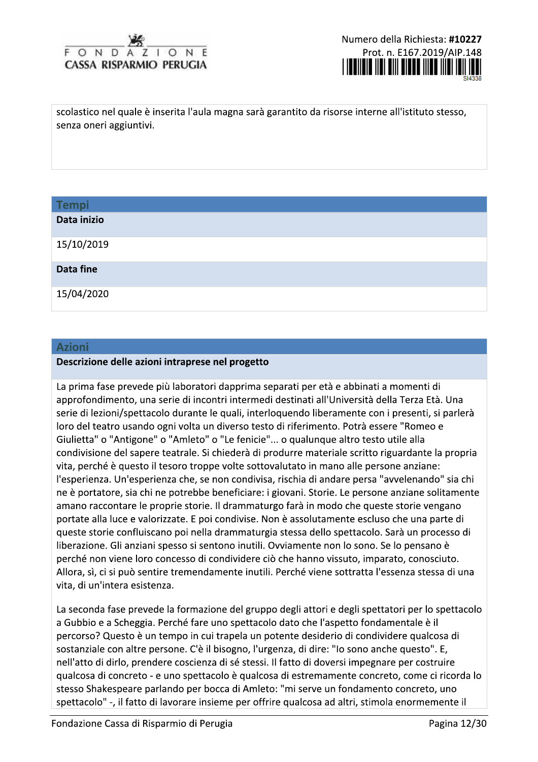scolastico nel quale è inserita l'aula magna sarà garantito da risorse interne all'istituto stesso, senza oneri aggiuntivi.

## Tempi

**Data inizio**

15/10/2019

**Data fine**

15/04/2020

## Azioni

**Descrizione delle azioni intraprese nel progetto**

La prima fase prevede più laboratori dapprima separati per età e abbinati a momenti di approfondimento, una serie di incontri intermedi destinati all'Università della Terza Età. Una serie di lezioni/spettacolo durante le quali, interloquendo liberamente con i presenti, si parlerà loro del teatro usando ogni volta un diverso testo di riferimento. Potrà essere "Romeo e Giulietta" o "Antigone" o "Amleto" o "Le fenicie"... o qualunque altro testo utile alla condivisione del sapere teatrale. Si chiederà di produrre materiale scritto riguardante la propria vita, perché è questo il tesoro troppe volte sottovalutato in mano alle persone anziane: l'esperienza. Un'esperienza che, se non condivisa, rischia di andare persa "avvelenando" sia chi ne è portatore, sia chi ne potrebbe beneficiare: i giovani. Storie. Le persone anziane solitamente amano raccontare le proprie storie. Il drammaturgo farà in modo che queste storie vengano portate alla luce e valorizzate. E poi condivise. Non è assolutamente escluso che una parte di queste storie confluiscano poi nella drammaturgia stessa dello spettacolo. Sarà un processo di liberazione. Gli anziani spesso si sentono inutili. Ovviamente non lo sono. Se lo pensano è perché non viene loro concesso di condividere ciò che hanno vissuto, imparato, conosciuto. Allora, sì, ci si può sentire tremendamente inutili. Perché viene sottratta l'essenza stessa di una vita, di un'intera esistenza.

La seconda fase prevede la formazione del gruppo degli attori e degli spettatori per lo spettacolo a Gubbio e a Scheggia. Perché fare uno spettacolo dato che l'aspetto fondamentale è il percorso? Questo è un tempo in cui trapela un potente desiderio di condividere qualcosa di sostanziale con altre persone. C'è il bisogno, l'urgenza, di dire: "Io sono anche questo". E, nell'atto di dirlo, prendere coscienza di sé stessi. Il fatto di doversi impegnare per costruire qualcosa di concreto - e uno spettacolo è qualcosa di estremamente concreto, come ci ricorda lo stesso Shakespeare parlando per bocca di Amleto: "mi serve un fondamento concreto, uno spettacolo" -, il fatto di lavorare insieme per offrire qualcosa ad altri, stimola enormemente il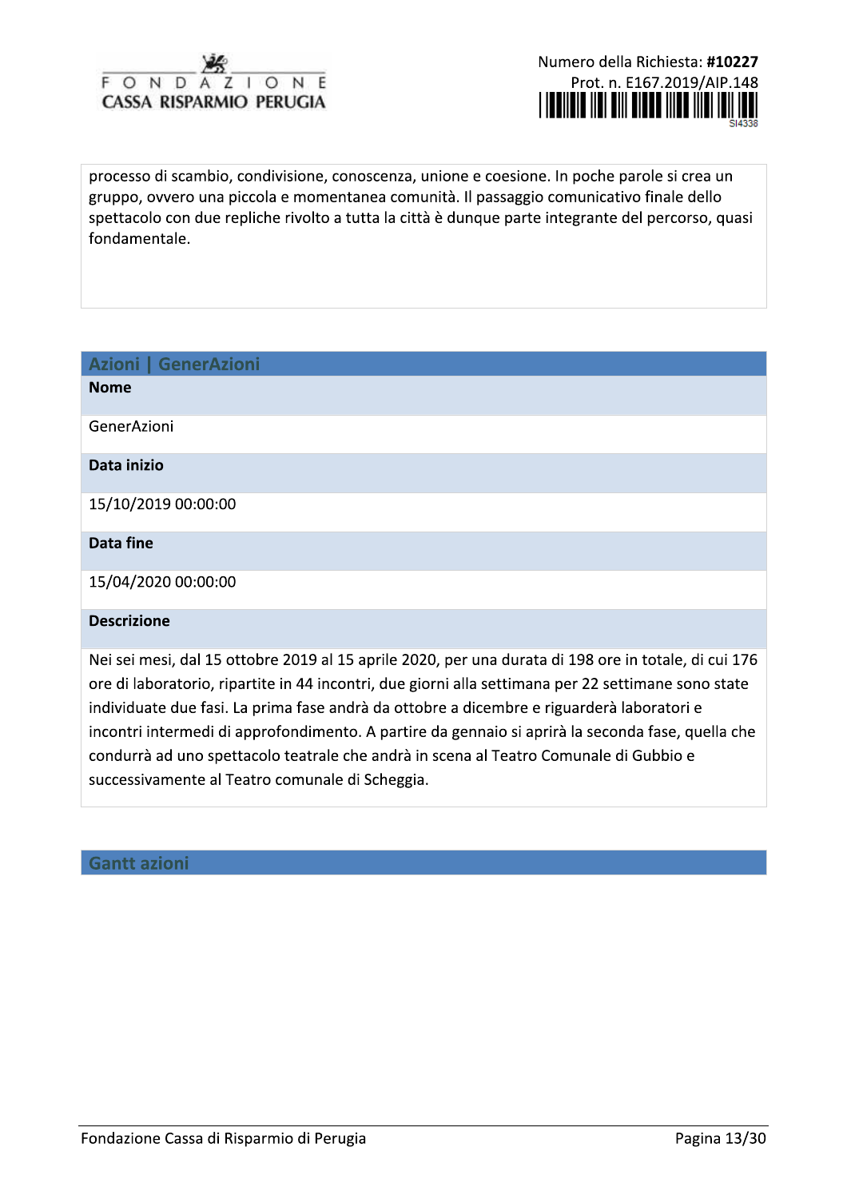processo di scambio, condivisione, conoscenza, unione e coesione. In poche parole si crea un gruppo, ovvero una piccola e momentanea comunità. Il passaggio comunicativo finale dello spettacolo con due repliche rivolto a tutta la città è dunque parte integrante del percorso, quasi fondamentale.

## Azioni | GenerAzioni

**Nome**

GenerAzioni

**Data inizio**

15/10/2019 00:00:00

**Data fine**

15/04/2020 00:00:00

**Descrizione**

Nei sei mesi, dal 15 ottobre 2019 al 15 aprile 2020, per una durata di 198 ore in totale, di cui 176 ore di laboratorio, ripartite in 44 incontri, due giorni alla settimana per 22 settimane sono state individuate due fasi. La prima fase andrà da ottobre a dicembre e riguarderà laboratori e incontri intermedi di approfondimento. A partire da gennaio si aprirà la seconda fase, quella che condurrà ad uno spettacolo teatrale che andrà in scena al Teatro Comunale di Gubbio e successivamente al Teatro comunale di Scheggia.

## Gantt azioni